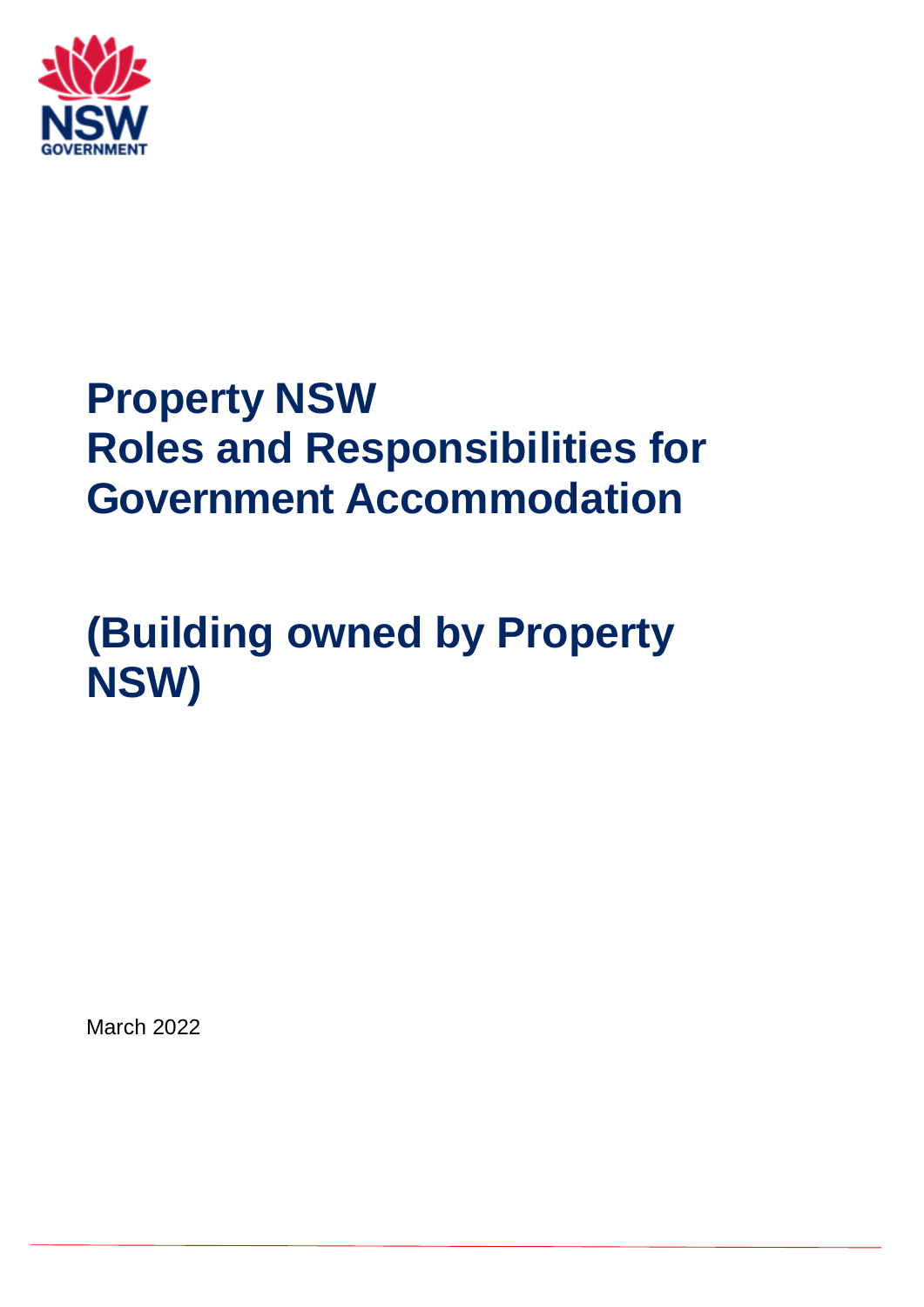# Property NSW Roles and Responsibilities for Government Accommodation

# (Building owned by Property NSW)

March 2022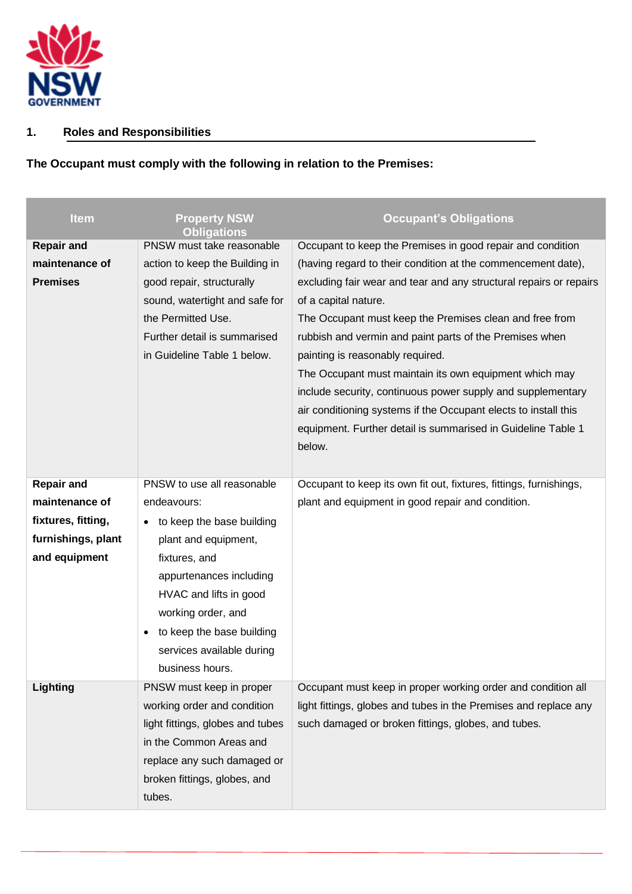## 1. Roles and Responsibilities

**The Occupant must comply with the following in relation to the Premises:**

| Item | Property NSW Obligations | Occupant's Obligations |
|---|---|---|
| **Repair and maintenance of Premises** | PNSW must take reasonable action to keep the Building in good repair, structurally sound, watertight and safe for the Permitted Use. Further detail is summarised in Guideline Table 1 below. | Occupant to keep the Premises in good repair and condition (having regard to their condition at the commencement date), excluding fair wear and tear and any structural repairs or repairs of a capital nature. The Occupant must keep the Premises clean and free from rubbish and vermin and paint parts of the Premises when painting is reasonably required. The Occupant must maintain its own equipment which may include security, continuous power supply and supplementary air conditioning systems if the Occupant elects to install this equipment. Further detail is summarised in Guideline Table 1 below. |
| **Repair and maintenance of fixtures, fitting, furnishings, plant and equipment** | PNSW to use all reasonable endeavours:<br>• to keep the base building plant and equipment, fixtures, and appurtenances including HVAC and lifts in good working order, and<br>• to keep the base building services available during business hours. | Occupant to keep its own fit out, fixtures, fittings, furnishings, plant and equipment in good repair and condition. |
| **Lighting** | PNSW must keep in proper working order and condition light fittings, globes and tubes in the Common Areas and replace any such damaged or broken fittings, globes, and tubes. | Occupant must keep in proper working order and condition all light fittings, globes and tubes in the Premises and replace any such damaged or broken fittings, globes, and tubes. |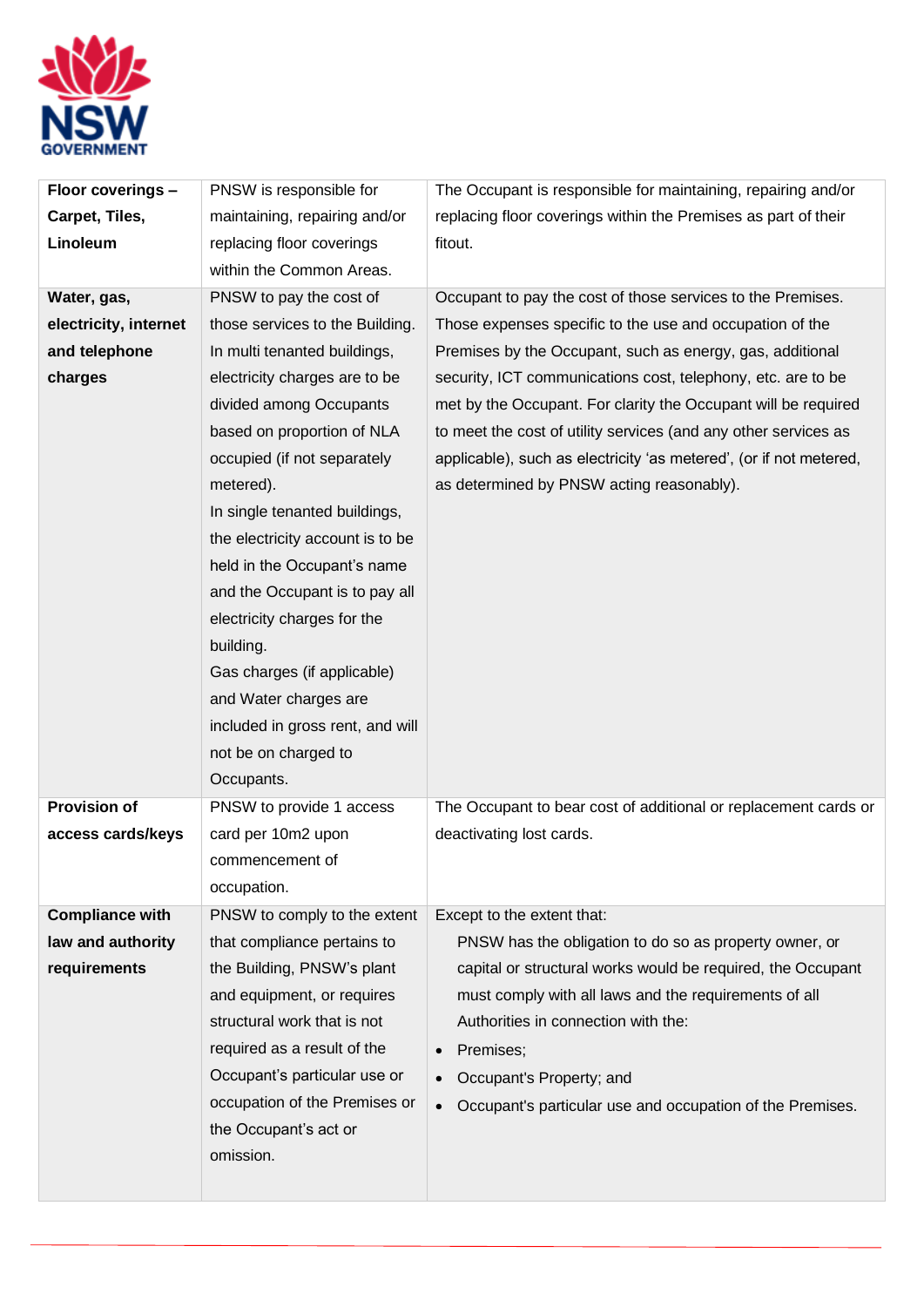| | | |
|---|---|---|
| **Floor coverings – Carpet, Tiles, Linoleum** | PNSW is responsible for maintaining, repairing and/or replacing floor coverings within the Common Areas. | The Occupant is responsible for maintaining, repairing and/or replacing floor coverings within the Premises as part of their fitout. |
| **Water, gas, electricity, internet and telephone charges** | PNSW to pay the cost of those services to the Building. In multi tenanted buildings, electricity charges are to be divided among Occupants based on proportion of NLA occupied (if not separately metered).<br>In single tenanted buildings, the electricity account is to be held in the Occupant's name and the Occupant is to pay all electricity charges for the building.<br>Gas charges (if applicable) and Water charges are included in gross rent, and will not be on charged to Occupants. | Occupant to pay the cost of those services to the Premises. Those expenses specific to the use and occupation of the Premises by the Occupant, such as energy, gas, additional security, ICT communications cost, telephony, etc. are to be met by the Occupant. For clarity the Occupant will be required to meet the cost of utility services (and any other services as applicable), such as electricity 'as metered', (or if not metered, as determined by PNSW acting reasonably). |
| **Provision of access cards/keys** | PNSW to provide 1 access card per 10m2 upon commencement of occupation. | The Occupant to bear cost of additional or replacement cards or deactivating lost cards. |
| **Compliance with law and authority requirements** | PNSW to comply to the extent that compliance pertains to the Building, PNSW's plant and equipment, or requires structural work that is not required as a result of the Occupant's particular use or occupation of the Premises or the Occupant's act or omission. | Except to the extent that:<br>PNSW has the obligation to do so as property owner, or capital or structural works would be required, the Occupant must comply with all laws and the requirements of all Authorities in connection with the:<br>• Premises;<br>• Occupant's Property; and<br>• Occupant's particular use and occupation of the Premises. |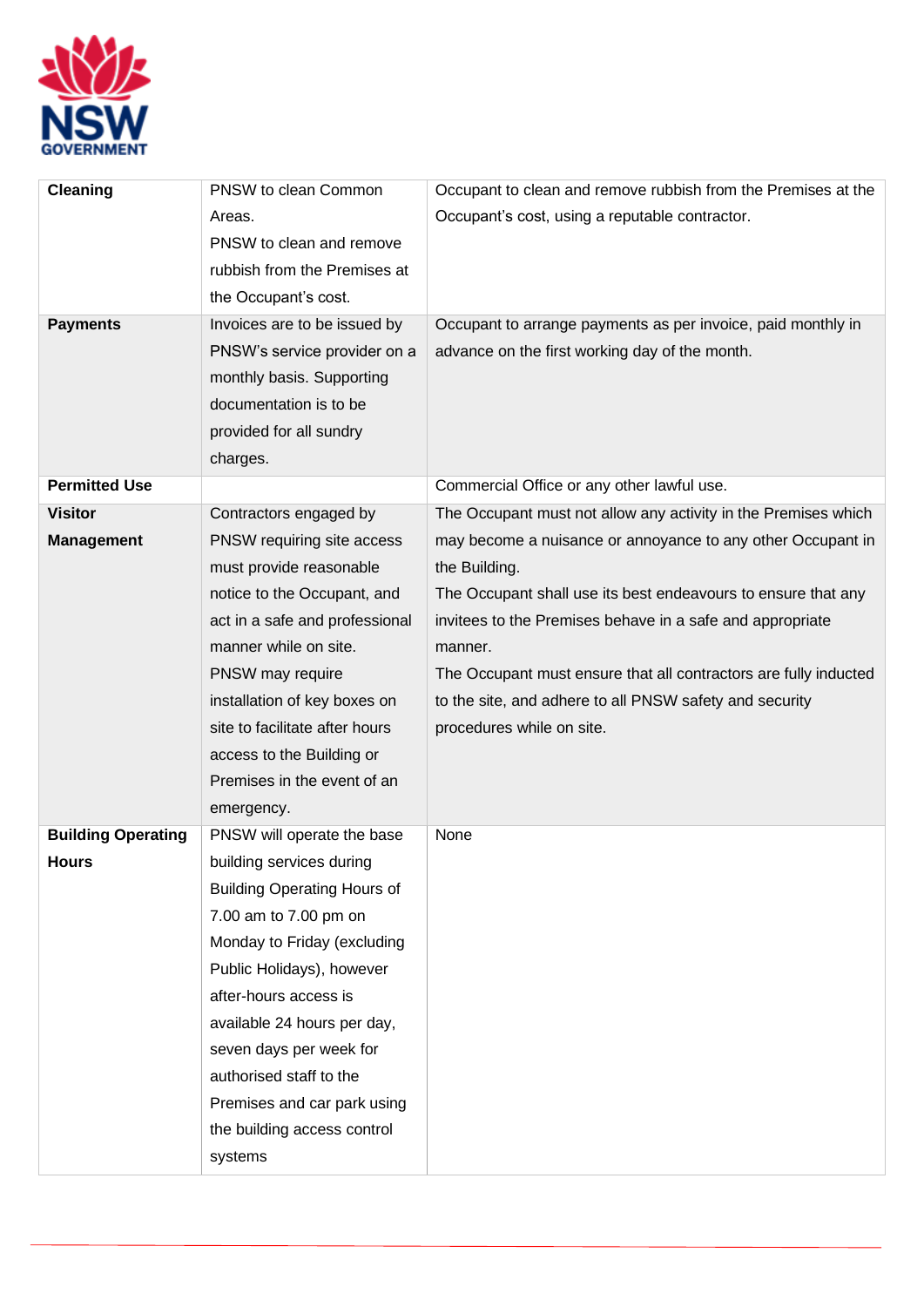| **Cleaning** | PNSW to clean Common Areas. PNSW to clean and remove rubbish from the Premises at the Occupant's cost. | Occupant to clean and remove rubbish from the Premises at the Occupant's cost, using a reputable contractor. |
|---|---|---|
| **Payments** | Invoices are to be issued by PNSW's service provider on a monthly basis. Supporting documentation is to be provided for all sundry charges. | Occupant to arrange payments as per invoice, paid monthly in advance on the first working day of the month. |
| **Permitted Use** | | Commercial Office or any other lawful use. |
| **Visitor Management** | Contractors engaged by PNSW requiring site access must provide reasonable notice to the Occupant, and act in a safe and professional manner while on site. PNSW may require installation of key boxes on site to facilitate after hours access to the Building or Premises in the event of an emergency. | The Occupant must not allow any activity in the Premises which may become a nuisance or annoyance to any other Occupant in the Building. The Occupant shall use its best endeavours to ensure that any invitees to the Premises behave in a safe and appropriate manner. The Occupant must ensure that all contractors are fully inducted to the site, and adhere to all PNSW safety and security procedures while on site. |
| **Building Operating Hours** | PNSW will operate the base building services during Building Operating Hours of 7.00 am to 7.00 pm on Monday to Friday (excluding Public Holidays), however after-hours access is available 24 hours per day, seven days per week for authorised staff to the Premises and car park using the building access control systems | None |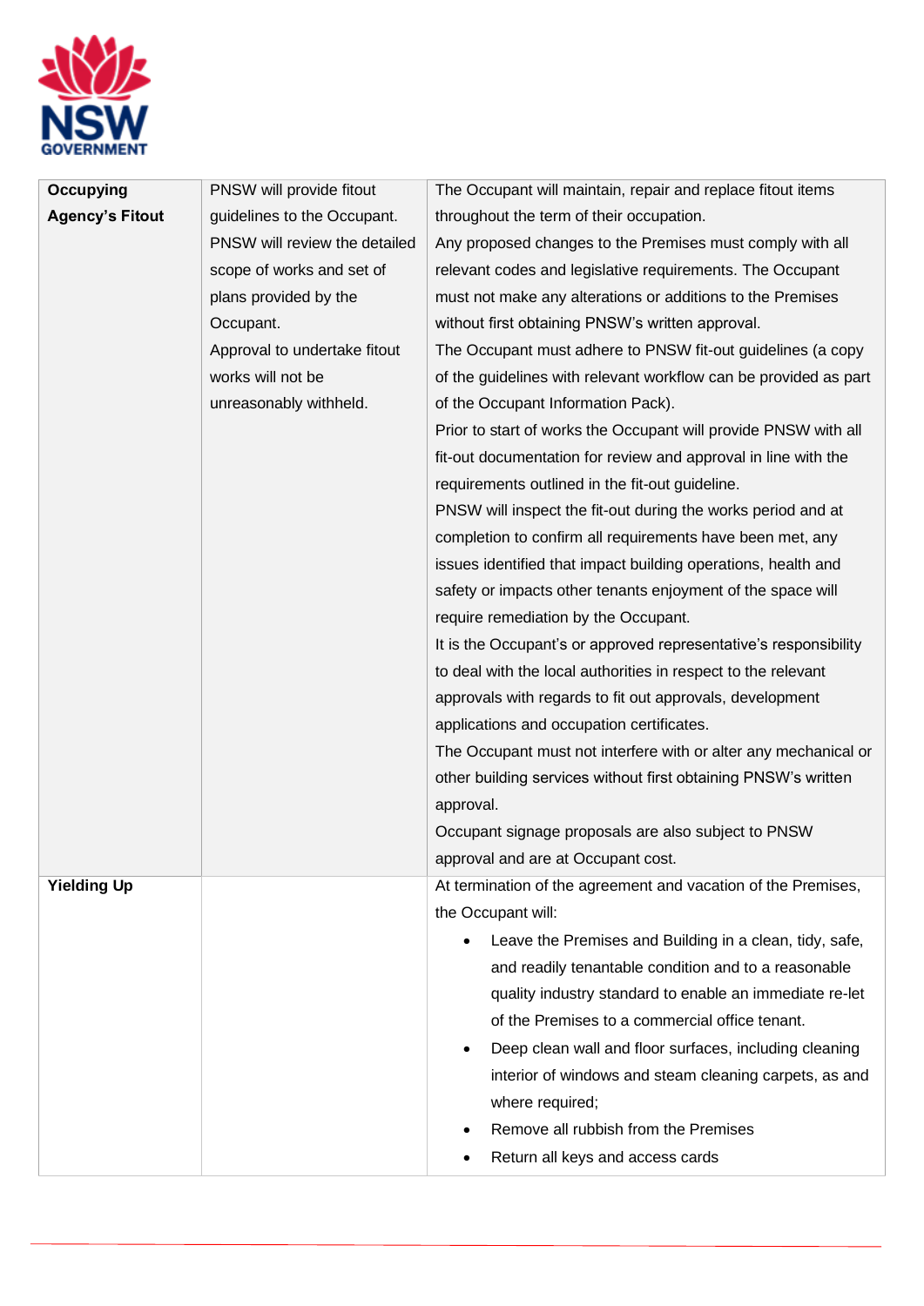| | | |
|---|---|---|
| **Occupying Agency's Fitout** | PNSW will provide fitout guidelines to the Occupant.<br>PNSW will review the detailed scope of works and set of plans provided by the Occupant.<br>Approval to undertake fitout works will not be unreasonably withheld. | The Occupant will maintain, repair and replace fitout items throughout the term of their occupation.<br>Any proposed changes to the Premises must comply with all relevant codes and legislative requirements. The Occupant must not make any alterations or additions to the Premises without first obtaining PNSW's written approval.<br>The Occupant must adhere to PNSW fit-out guidelines (a copy of the guidelines with relevant workflow can be provided as part of the Occupant Information Pack).<br>Prior to start of works the Occupant will provide PNSW with all fit-out documentation for review and approval in line with the requirements outlined in the fit-out guideline.<br>PNSW will inspect the fit-out during the works period and at completion to confirm all requirements have been met, any issues identified that impact building operations, health and safety or impacts other tenants enjoyment of the space will require remediation by the Occupant.<br>It is the Occupant's or approved representative's responsibility to deal with the local authorities in respect to the relevant approvals with regards to fit out approvals, development applications and occupation certificates.<br>The Occupant must not interfere with or alter any mechanical or other building services without first obtaining PNSW's written approval.<br>Occupant signage proposals are also subject to PNSW approval and are at Occupant cost. |
| **Yielding Up** | | At termination of the agreement and vacation of the Premises, the Occupant will:<br>• Leave the Premises and Building in a clean, tidy, safe, and readily tenantable condition and to a reasonable quality industry standard to enable an immediate re-let of the Premises to a commercial office tenant.<br>• Deep clean wall and floor surfaces, including cleaning interior of windows and steam cleaning carpets, as and where required;<br>• Remove all rubbish from the Premises<br>• Return all keys and access cards |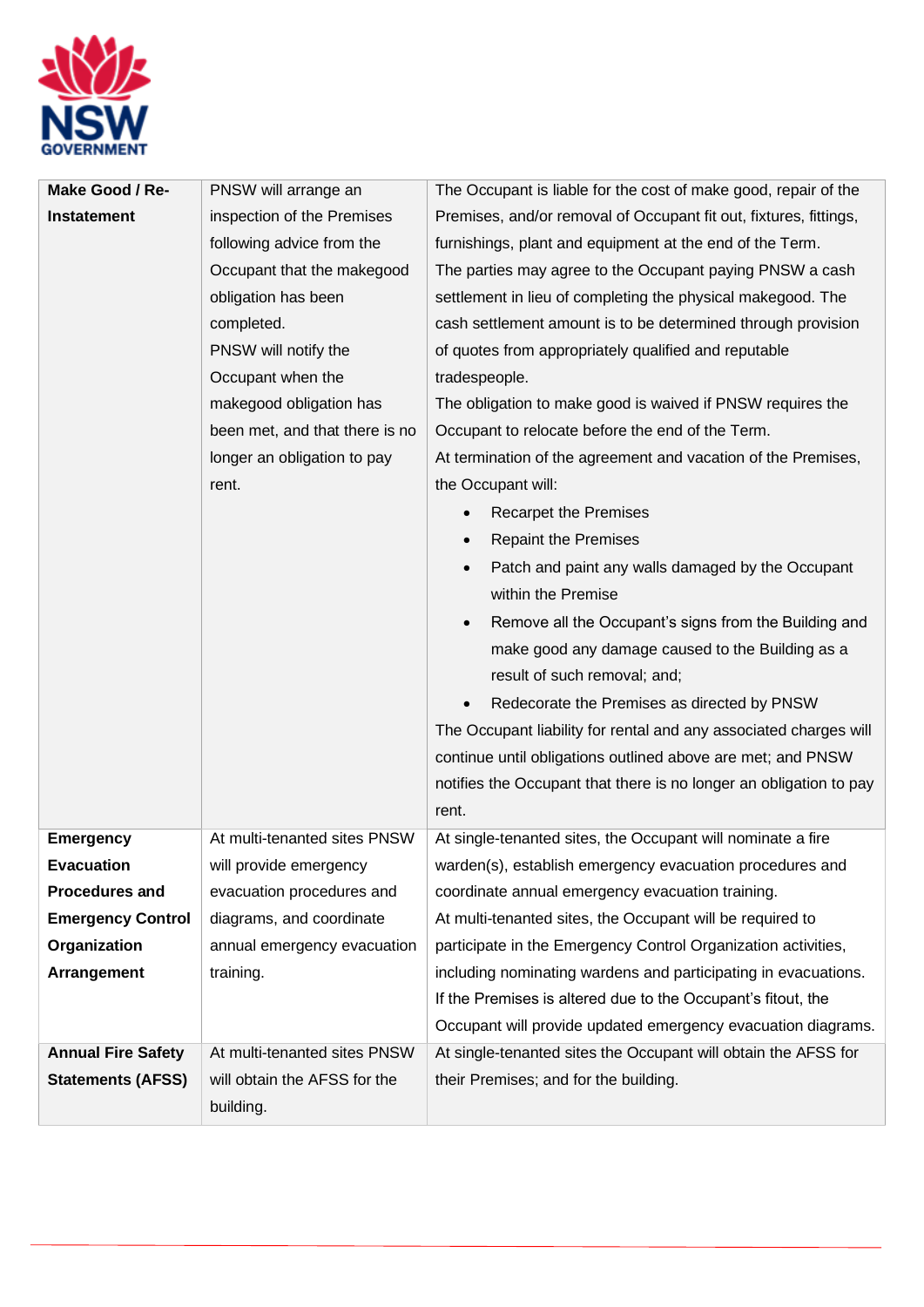| | | |
|---|---|---|
| **Make Good / Re-Instatement** | PNSW will arrange an inspection of the Premises following advice from the Occupant that the makegood obligation has been completed.<br>PNSW will notify the Occupant when the makegood obligation has been met, and that there is no longer an obligation to pay rent. | The Occupant is liable for the cost of make good, repair of the Premises, and/or removal of Occupant fit out, fixtures, fittings, furnishings, plant and equipment at the end of the Term.<br>The parties may agree to the Occupant paying PNSW a cash settlement in lieu of completing the physical makegood. The cash settlement amount is to be determined through provision of quotes from appropriately qualified and reputable tradespeople.<br>The obligation to make good is waived if PNSW requires the Occupant to relocate before the end of the Term.<br>At termination of the agreement and vacation of the Premises, the Occupant will:<br>• Recarpet the Premises<br>• Repaint the Premises<br>• Patch and paint any walls damaged by the Occupant within the Premise<br>• Remove all the Occupant's signs from the Building and make good any damage caused to the Building as a result of such removal; and;<br>• Redecorate the Premises as directed by PNSW<br>The Occupant liability for rental and any associated charges will continue until obligations outlined above are met; and PNSW notifies the Occupant that there is no longer an obligation to pay rent. |
| **Emergency Evacuation Procedures and Emergency Control Organization Arrangement** | At multi-tenanted sites PNSW will provide emergency evacuation procedures and diagrams, and coordinate annual emergency evacuation training. | At single-tenanted sites, the Occupant will nominate a fire warden(s), establish emergency evacuation procedures and coordinate annual emergency evacuation training.<br>At multi-tenanted sites, the Occupant will be required to participate in the Emergency Control Organization activities, including nominating wardens and participating in evacuations.<br>If the Premises is altered due to the Occupant's fitout, the Occupant will provide updated emergency evacuation diagrams. |
| **Annual Fire Safety Statements (AFSS)** | At multi-tenanted sites PNSW will obtain the AFSS for the building. | At single-tenanted sites the Occupant will obtain the AFSS for their Premises; and for the building. |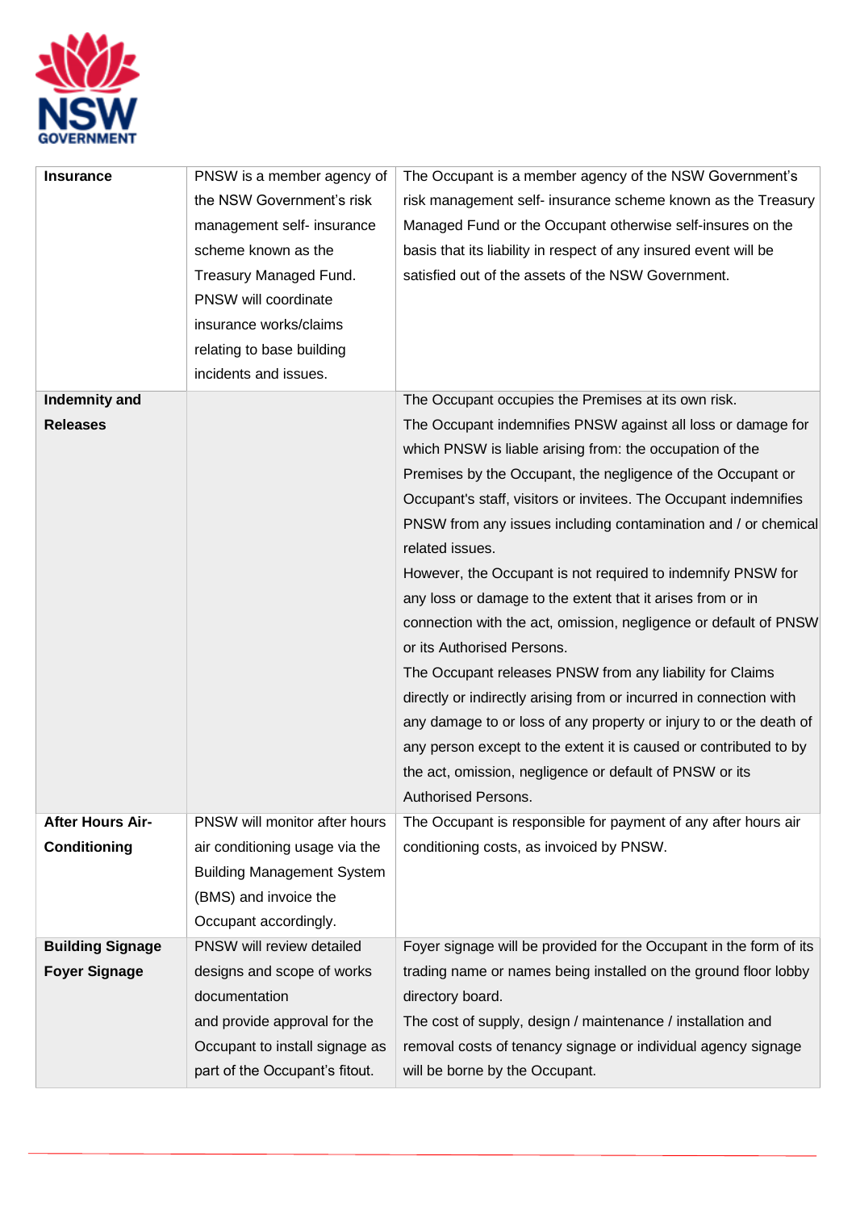| | | |
|---|---|---|
| **Insurance** | PNSW is a member agency of the NSW Government's risk management self- insurance scheme known as the Treasury Managed Fund. PNSW will coordinate insurance works/claims relating to base building incidents and issues. | The Occupant is a member agency of the NSW Government's risk management self- insurance scheme known as the Treasury Managed Fund or the Occupant otherwise self-insures on the basis that its liability in respect of any insured event will be satisfied out of the assets of the NSW Government. |
| **Indemnity and Releases** | | The Occupant occupies the Premises at its own risk.<br>The Occupant indemnifies PNSW against all loss or damage for which PNSW is liable arising from: the occupation of the Premises by the Occupant, the negligence of the Occupant or Occupant's staff, visitors or invitees. The Occupant indemnifies PNSW from any issues including contamination and / or chemical related issues.<br>However, the Occupant is not required to indemnify PNSW for any loss or damage to the extent that it arises from or in connection with the act, omission, negligence or default of PNSW or its Authorised Persons.<br>The Occupant releases PNSW from any liability for Claims directly or indirectly arising from or incurred in connection with any damage to or loss of any property or injury to or the death of any person except to the extent it is caused or contributed to by the act, omission, negligence or default of PNSW or its Authorised Persons. |
| **After Hours Air-Conditioning** | PNSW will monitor after hours air conditioning usage via the Building Management System (BMS) and invoice the Occupant accordingly. | The Occupant is responsible for payment of any after hours air conditioning costs, as invoiced by PNSW. |
| **Building Signage Foyer Signage** | PNSW will review detailed designs and scope of works documentation and provide approval for the Occupant to install signage as part of the Occupant's fitout. | Foyer signage will be provided for the Occupant in the form of its trading name or names being installed on the ground floor lobby directory board.<br>The cost of supply, design / maintenance / installation and removal costs of tenancy signage or individual agency signage will be borne by the Occupant. |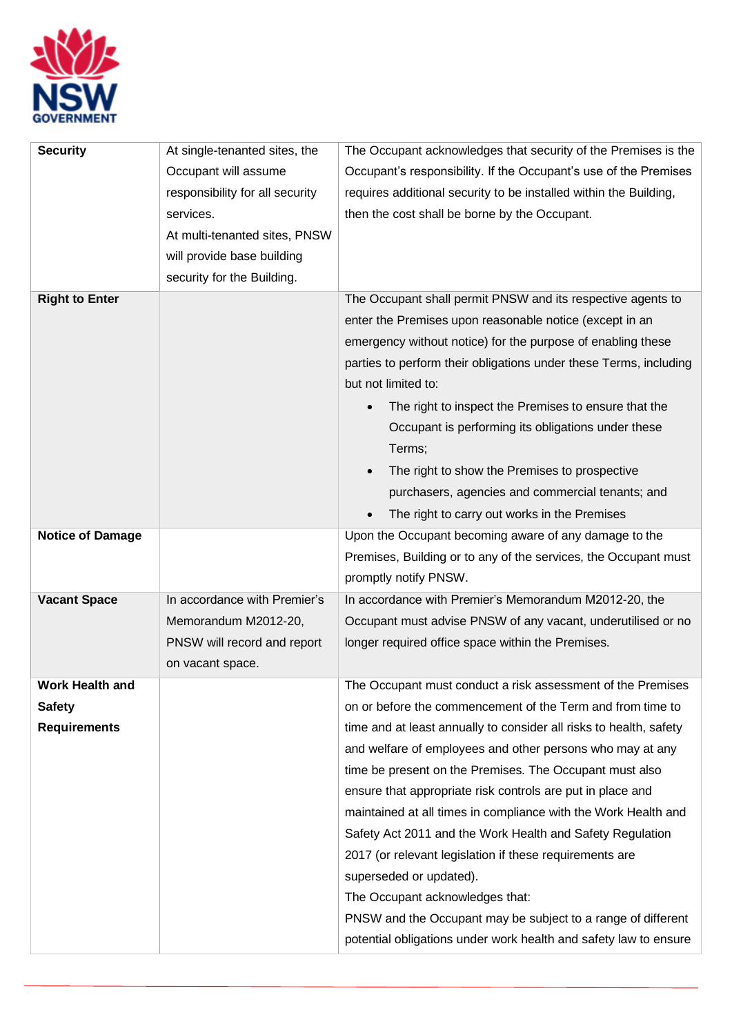| Security | At single-tenanted sites, the Occupant will assume responsibility for all security services.<br>At multi-tenanted sites, PNSW will provide base building security for the Building. | The Occupant acknowledges that security of the Premises is the Occupant's responsibility. If the Occupant's use of the Premises requires additional security to be installed within the Building, then the cost shall be borne by the Occupant. |
|---|---|---|
| **Right to Enter** | | The Occupant shall permit PNSW and its respective agents to enter the Premises upon reasonable notice (except in an emergency without notice) for the purpose of enabling these parties to perform their obligations under these Terms, including but not limited to:<br>• The right to inspect the Premises to ensure that the Occupant is performing its obligations under these Terms;<br>• The right to show the Premises to prospective purchasers, agencies and commercial tenants; and<br>• The right to carry out works in the Premises |
| **Notice of Damage** | | Upon the Occupant becoming aware of any damage to the Premises, Building or to any of the services, the Occupant must promptly notify PNSW. |
| **Vacant Space** | In accordance with Premier's Memorandum M2012-20, PNSW will record and report on vacant space. | In accordance with Premier's Memorandum M2012-20, the Occupant must advise PNSW of any vacant, underutilised or no longer required office space within the Premises. |
| **Work Health and Safety Requirements** | | The Occupant must conduct a risk assessment of the Premises on or before the commencement of the Term and from time to time and at least annually to consider all risks to health, safety and welfare of employees and other persons who may at any time be present on the Premises. The Occupant must also ensure that appropriate risk controls are put in place and maintained at all times in compliance with the Work Health and Safety Act 2011 and the Work Health and Safety Regulation 2017 (or relevant legislation if these requirements are superseded or updated).<br>The Occupant acknowledges that:<br>PNSW and the Occupant may be subject to a range of different potential obligations under work health and safety law to ensure |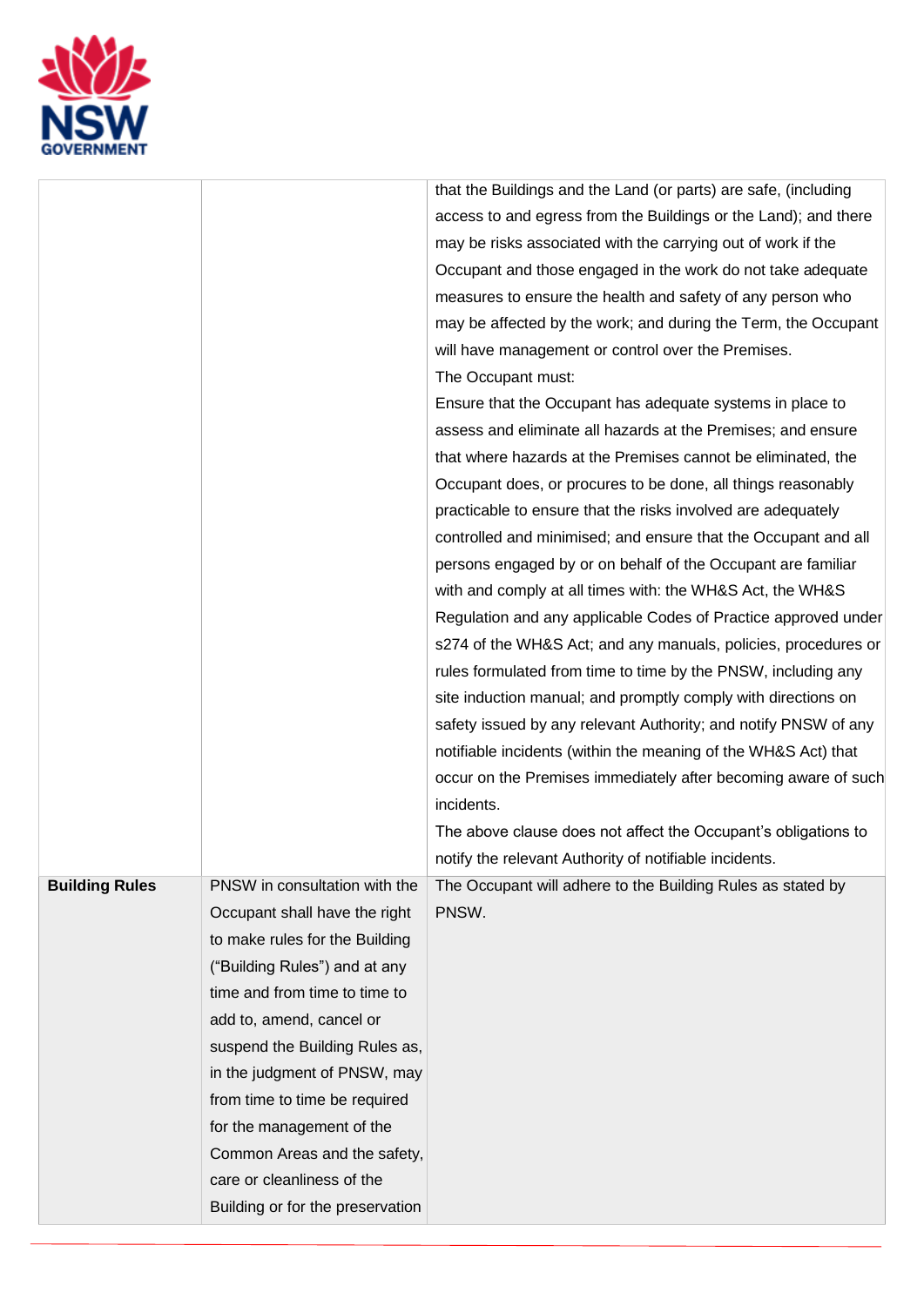| | | |
|---|---|---|
| | | that the Buildings and the Land (or parts) are safe, (including access to and egress from the Buildings or the Land); and there may be risks associated with the carrying out of work if the Occupant and those engaged in the work do not take adequate measures to ensure the health and safety of any person who may be affected by the work; and during the Term, the Occupant will have management or control over the Premises.<br>The Occupant must:<br>Ensure that the Occupant has adequate systems in place to assess and eliminate all hazards at the Premises; and ensure that where hazards at the Premises cannot be eliminated, the Occupant does, or procures to be done, all things reasonably practicable to ensure that the risks involved are adequately controlled and minimised; and ensure that the Occupant and all persons engaged by or on behalf of the Occupant are familiar with and comply at all times with: the WH&S Act, the WH&S Regulation and any applicable Codes of Practice approved under s274 of the WH&S Act; and any manuals, policies, procedures or rules formulated from time to time by the PNSW, including any site induction manual; and promptly comply with directions on safety issued by any relevant Authority; and notify PNSW of any notifiable incidents (within the meaning of the WH&S Act) that occur on the Premises immediately after becoming aware of such incidents.<br>The above clause does not affect the Occupant's obligations to notify the relevant Authority of notifiable incidents. |
| **Building Rules** | PNSW in consultation with the Occupant shall have the right to make rules for the Building ("Building Rules") and at any time and from time to time to add to, amend, cancel or suspend the Building Rules as, in the judgment of PNSW, may from time to time be required for the management of the Common Areas and the safety, care or cleanliness of the Building or for the preservation | The Occupant will adhere to the Building Rules as stated by PNSW. |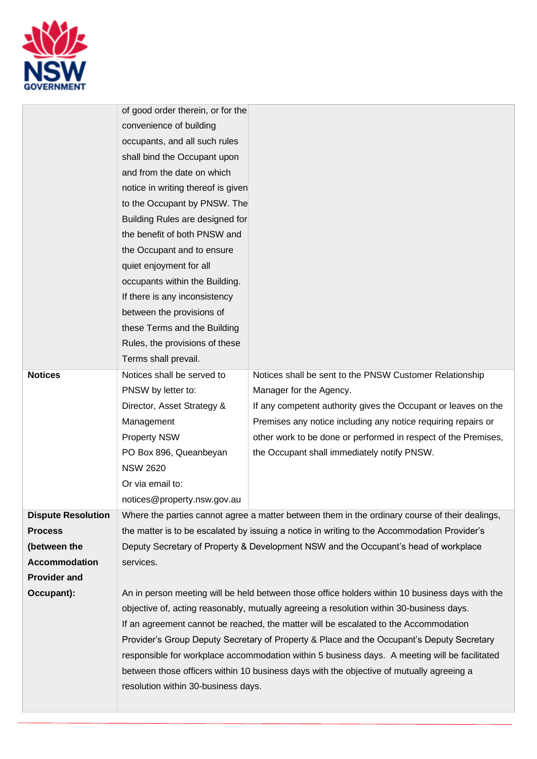| | | |
|---|---|---|
| | of good order therein, or for the convenience of building occupants, and all such rules shall bind the Occupant upon and from the date on which notice in writing thereof is given to the Occupant by PNSW. The Building Rules are designed for the benefit of both PNSW and the Occupant and to ensure quiet enjoyment for all occupants within the Building. If there is any inconsistency between the provisions of these Terms and the Building Rules, the provisions of these Terms shall prevail. | |
| **Notices** | Notices shall be served to PNSW by letter to:<br>Director, Asset Strategy & Management<br>Property NSW<br>PO Box 896, Queanbeyan NSW 2620<br>Or via email to:<br>notices@property.nsw.gov.au | Notices shall be sent to the PNSW Customer Relationship Manager for the Agency.<br>If any competent authority gives the Occupant or leaves on the Premises any notice including any notice requiring repairs or other work to be done or performed in respect of the Premises, the Occupant shall immediately notify PNSW. |
| **Dispute Resolution Process (between the Accommodation Provider and Occupant):** | Where the parties cannot agree a matter between them in the ordinary course of their dealings, the matter is to be escalated by issuing a notice in writing to the Accommodation Provider's Deputy Secretary of Property & Development NSW and the Occupant's head of workplace services.<br><br>An in person meeting will be held between those office holders within 10 business days with the objective of, acting reasonably, mutually agreeing a resolution within 30-business days.<br>If an agreement cannot be reached, the matter will be escalated to the Accommodation Provider's Group Deputy Secretary of Property & Place and the Occupant's Deputy Secretary responsible for workplace accommodation within 5 business days. A meeting will be facilitated between those officers within 10 business days with the objective of mutually agreeing a resolution within 30-business days. | |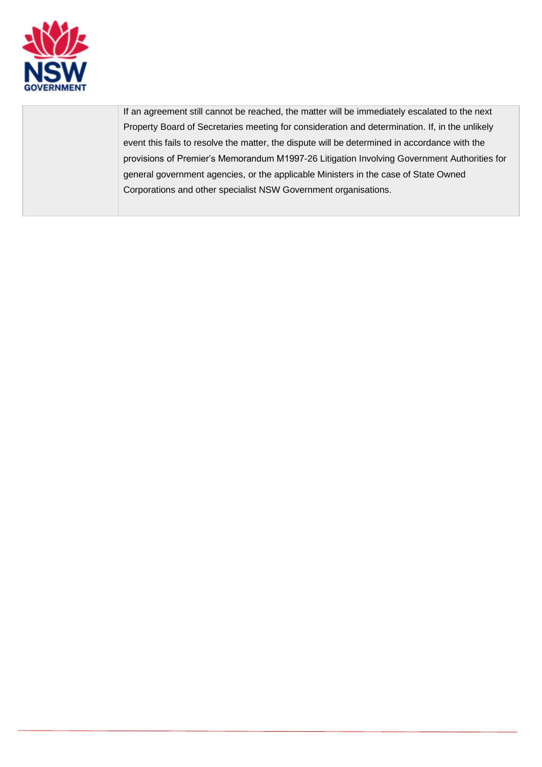| | |
|---|---|
| | If an agreement still cannot be reached, the matter will be immediately escalated to the next Property Board of Secretaries meeting for consideration and determination. If, in the unlikely event this fails to resolve the matter, the dispute will be determined in accordance with the provisions of Premier's Memorandum M1997-26 Litigation Involving Government Authorities for general government agencies, or the applicable Ministers in the case of State Owned Corporations and other specialist NSW Government organisations. |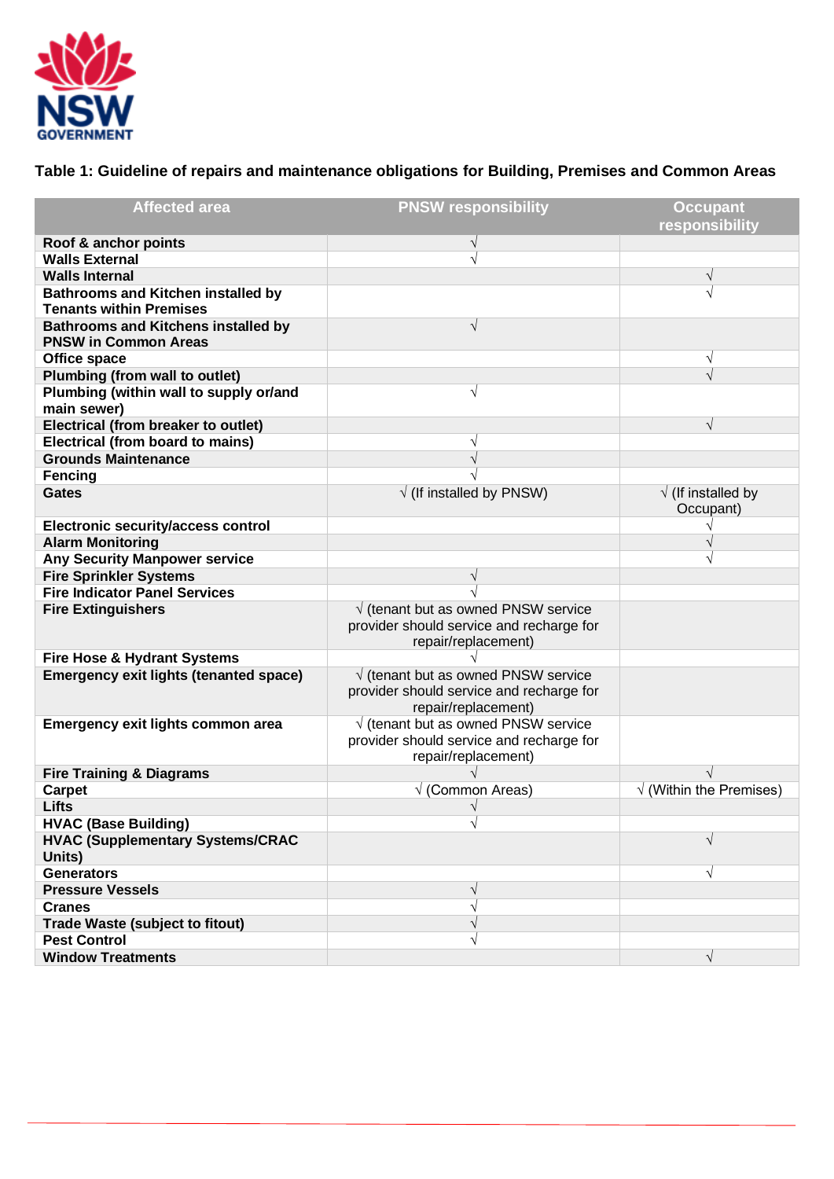**Table 1: Guideline of repairs and maintenance obligations for Building, Premises and Common Areas**

| Affected area | PNSW responsibility | Occupant responsibility |
|---|---|---|
| **Roof & anchor points** | √ | |
| **Walls External** | √ | |
| **Walls Internal** | | √ |
| **Bathrooms and Kitchen installed by Tenants within Premises** | | √ |
| **Bathrooms and Kitchens installed by PNSW in Common Areas** | √ | |
| **Office space** | | √ |
| **Plumbing (from wall to outlet)** | | √ |
| **Plumbing (within wall to supply or/and main sewer)** | √ | |
| **Electrical (from breaker to outlet)** | | √ |
| **Electrical (from board to mains)** | √ | |
| **Grounds Maintenance** | √ | |
| **Fencing** | √ | |
| **Gates** | √ (If installed by PNSW) | √ (If installed by Occupant) |
| **Electronic security/access control** | | √ |
| **Alarm Monitoring** | | √ |
| **Any Security Manpower service** | | √ |
| **Fire Sprinkler Systems** | √ | |
| **Fire Indicator Panel Services** | √ | |
| **Fire Extinguishers** | √ (tenant but as owned PNSW service provider should service and recharge for repair/replacement) | |
| **Fire Hose & Hydrant Systems** | √ | |
| **Emergency exit lights (tenanted space)** | √ (tenant but as owned PNSW service provider should service and recharge for repair/replacement) | |
| **Emergency exit lights common area** | √ (tenant but as owned PNSW service provider should service and recharge for repair/replacement) | |
| **Fire Training & Diagrams** | √ | √ |
| **Carpet** | √ (Common Areas) | √ (Within the Premises) |
| **Lifts** | √ | |
| **HVAC (Base Building)** | √ | |
| **HVAC (Supplementary Systems/CRAC Units)** | | √ |
| **Generators** | | √ |
| **Pressure Vessels** | √ | |
| **Cranes** | √ | |
| **Trade Waste (subject to fitout)** | √ | |
| **Pest Control** | √ | |
| **Window Treatments** | | √ |